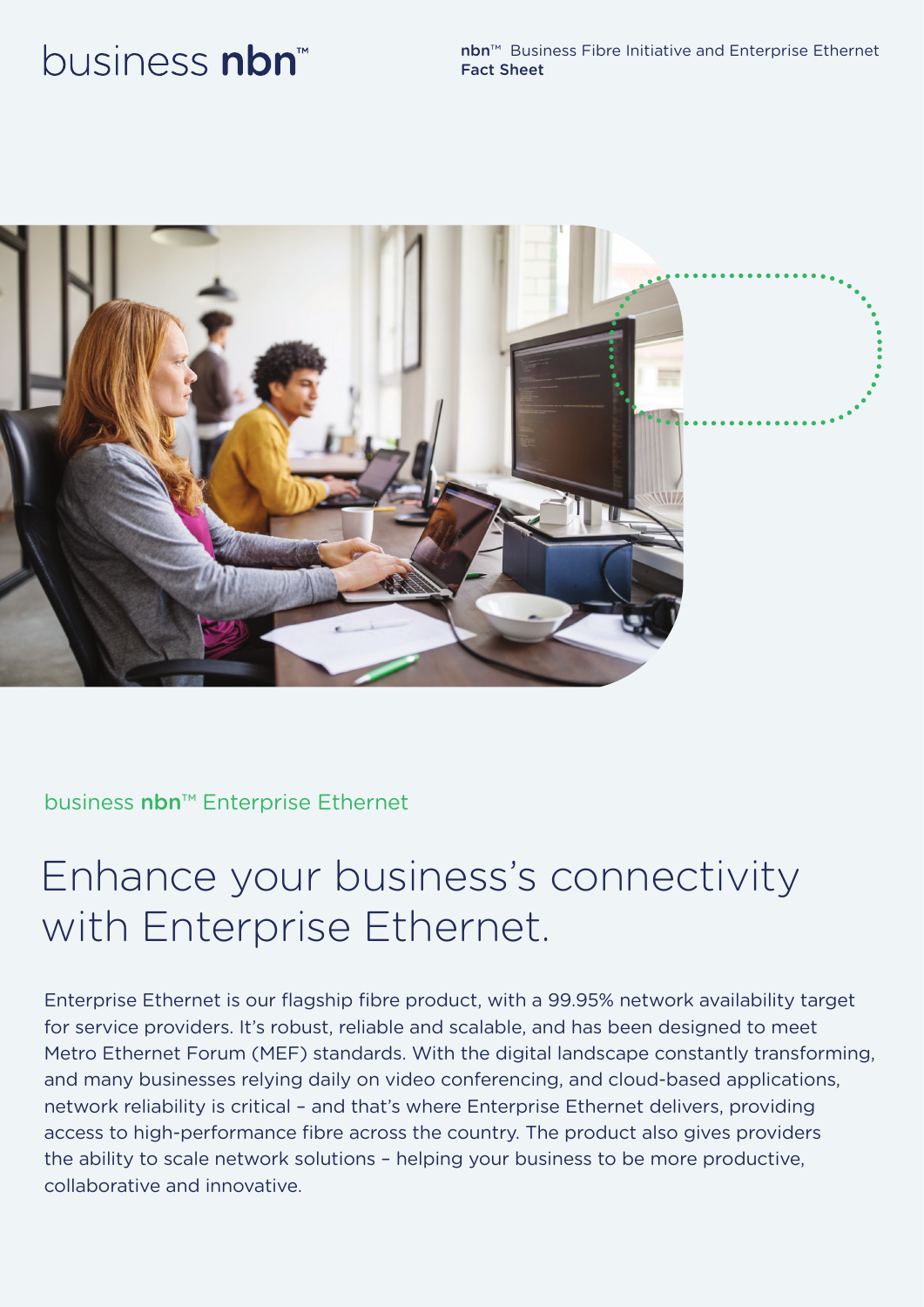business **nbn**™

**nbn**™ Business Fibre Initiative and Enterprise Ethernet
**Fact Sheet**

business **nbn**™ Enterprise Ethernet

# Enhance your business's connectivity with Enterprise Ethernet.

Enterprise Ethernet is our flagship fibre product, with a 99.95% network availability target for service providers. It's robust, reliable and scalable, and has been designed to meet Metro Ethernet Forum (MEF) standards. With the digital landscape constantly transforming, and many businesses relying daily on video conferencing, and cloud-based applications, network reliability is critical – and that's where Enterprise Ethernet delivers, providing access to high-performance fibre across the country. The product also gives providers the ability to scale network solutions – helping your business to be more productive, collaborative and innovative.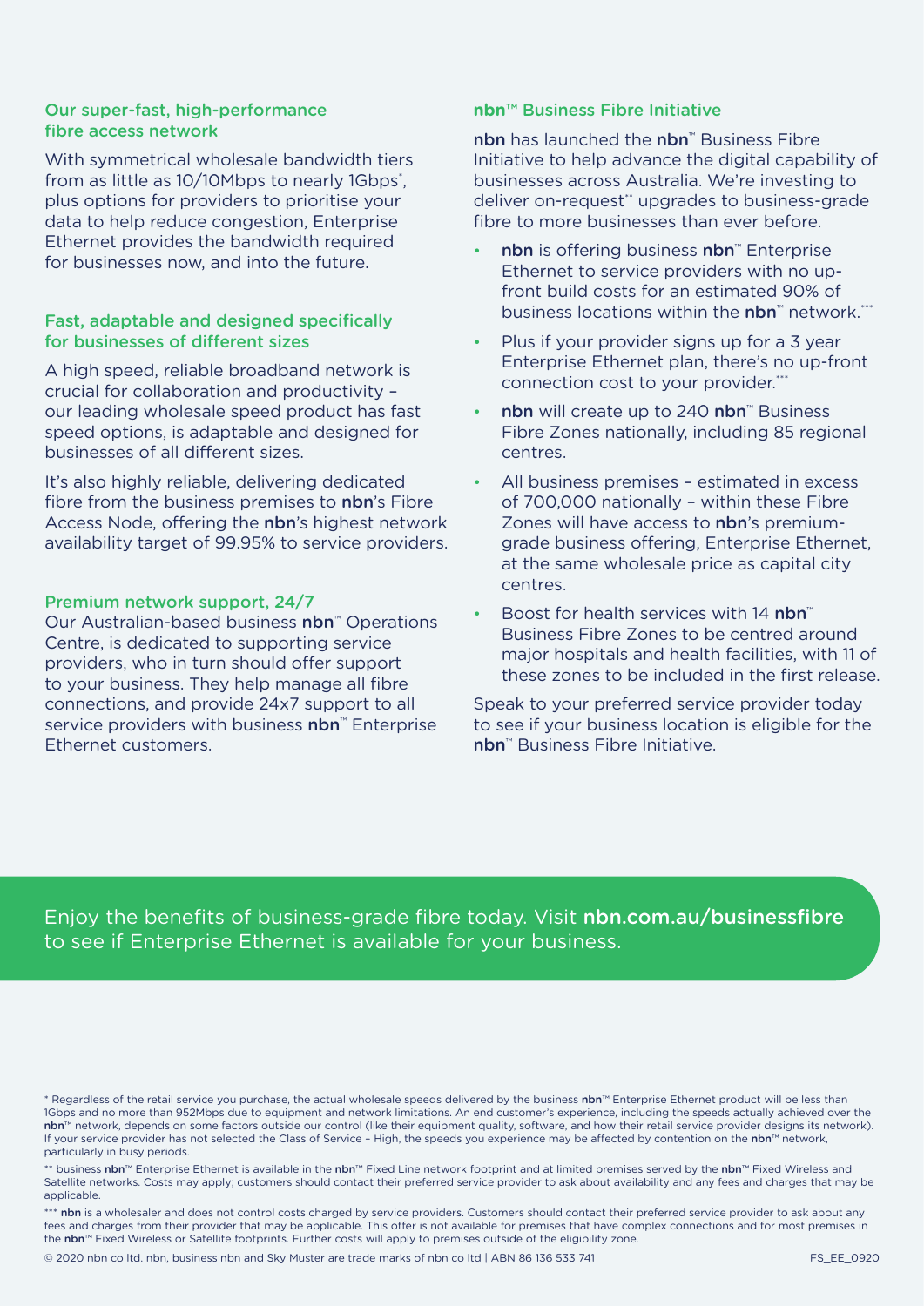## Our super-fast, high-performance fibre access network

With symmetrical wholesale bandwidth tiers from as little as 10/10Mbps to nearly 1Gbps*, plus options for providers to prioritise your data to help reduce congestion, Enterprise Ethernet provides the bandwidth required for businesses now, and into the future.

## Fast, adaptable and designed specifically for businesses of different sizes

A high speed, reliable broadband network is crucial for collaboration and productivity – our leading wholesale speed product has fast speed options, is adaptable and designed for businesses of all different sizes.

It's also highly reliable, delivering dedicated fibre from the business premises to **nbn**'s Fibre Access Node, offering the **nbn**'s highest network availability target of 99.95% to service providers.

## Premium network support, 24/7

Our Australian-based business **nbn**™ Operations Centre, is dedicated to supporting service providers, who in turn should offer support to your business. They help manage all fibre connections, and provide 24x7 support to all service providers with business **nbn**™ Enterprise Ethernet customers.

## nbn™ Business Fibre Initiative

**nbn** has launched the **nbn**™ Business Fibre Initiative to help advance the digital capability of businesses across Australia. We're investing to deliver on-request** upgrades to business-grade fibre to more businesses than ever before.

- **nbn** is offering business **nbn**™ Enterprise Ethernet to service providers with no up-front build costs for an estimated 90% of business locations within the **nbn**™ network.***
- Plus if your provider signs up for a 3 year Enterprise Ethernet plan, there's no up-front connection cost to your provider.***
- **nbn** will create up to 240 **nbn**™ Business Fibre Zones nationally, including 85 regional centres.
- All business premises – estimated in excess of 700,000 nationally – within these Fibre Zones will have access to **nbn**'s premium-grade business offering, Enterprise Ethernet, at the same wholesale price as capital city centres.
- Boost for health services with 14 **nbn**™ Business Fibre Zones to be centred around major hospitals and health facilities, with 11 of these zones to be included in the first release.

Speak to your preferred service provider today to see if your business location is eligible for the **nbn**™ Business Fibre Initiative.

Enjoy the benefits of business-grade fibre today. Visit **nbn.com.au/businessfibre** to see if Enterprise Ethernet is available for your business.

\* Regardless of the retail service you purchase, the actual wholesale speeds delivered by the business **nbn**™ Enterprise Ethernet product will be less than 1Gbps and no more than 952Mbps due to equipment and network limitations. An end customer's experience, including the speeds actually achieved over the **nbn**™ network, depends on some factors outside our control (like their equipment quality, software, and how their retail service provider designs its network). If your service provider has not selected the Class of Service – High, the speeds you experience may be affected by contention on the **nbn**™ network, particularly in busy periods.

** business **nbn**™ Enterprise Ethernet is available in the **nbn**™ Fixed Line network footprint and at limited premises served by the **nbn**™ Fixed Wireless and Satellite networks. Costs may apply; customers should contact their preferred service provider to ask about availability and any fees and charges that may be applicable.

*** **nbn** is a wholesaler and does not control costs charged by service providers. Customers should contact their preferred service provider to ask about any fees and charges from their provider that may be applicable. This offer is not available for premises that have complex connections and for most premises in the **nbn**™ Fixed Wireless or Satellite footprints. Further costs will apply to premises outside of the eligibility zone.

© 2020 nbn co ltd. nbn, business nbn and Sky Muster are trade marks of nbn co ltd | ABN 86 136 533 741

FS_EE_0920